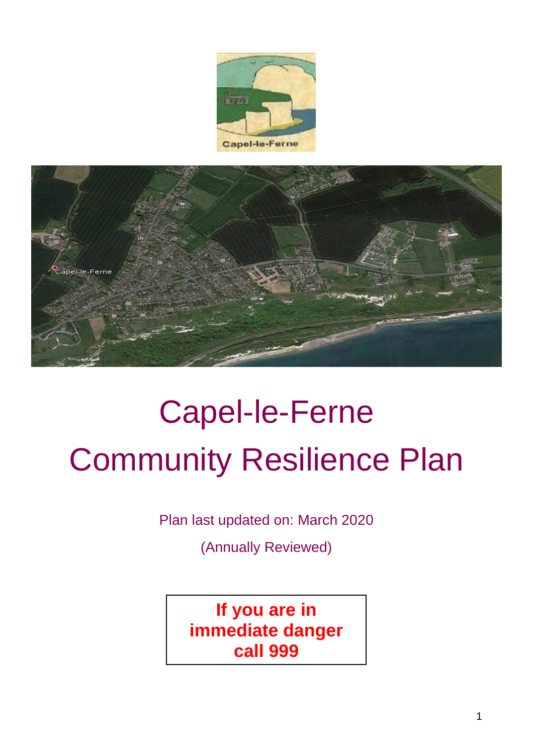# Capel-le-Ferne

# Community Resilience Plan

Plan last updated on: March 2020

(Annually Reviewed)

**If you are in immediate danger call 999**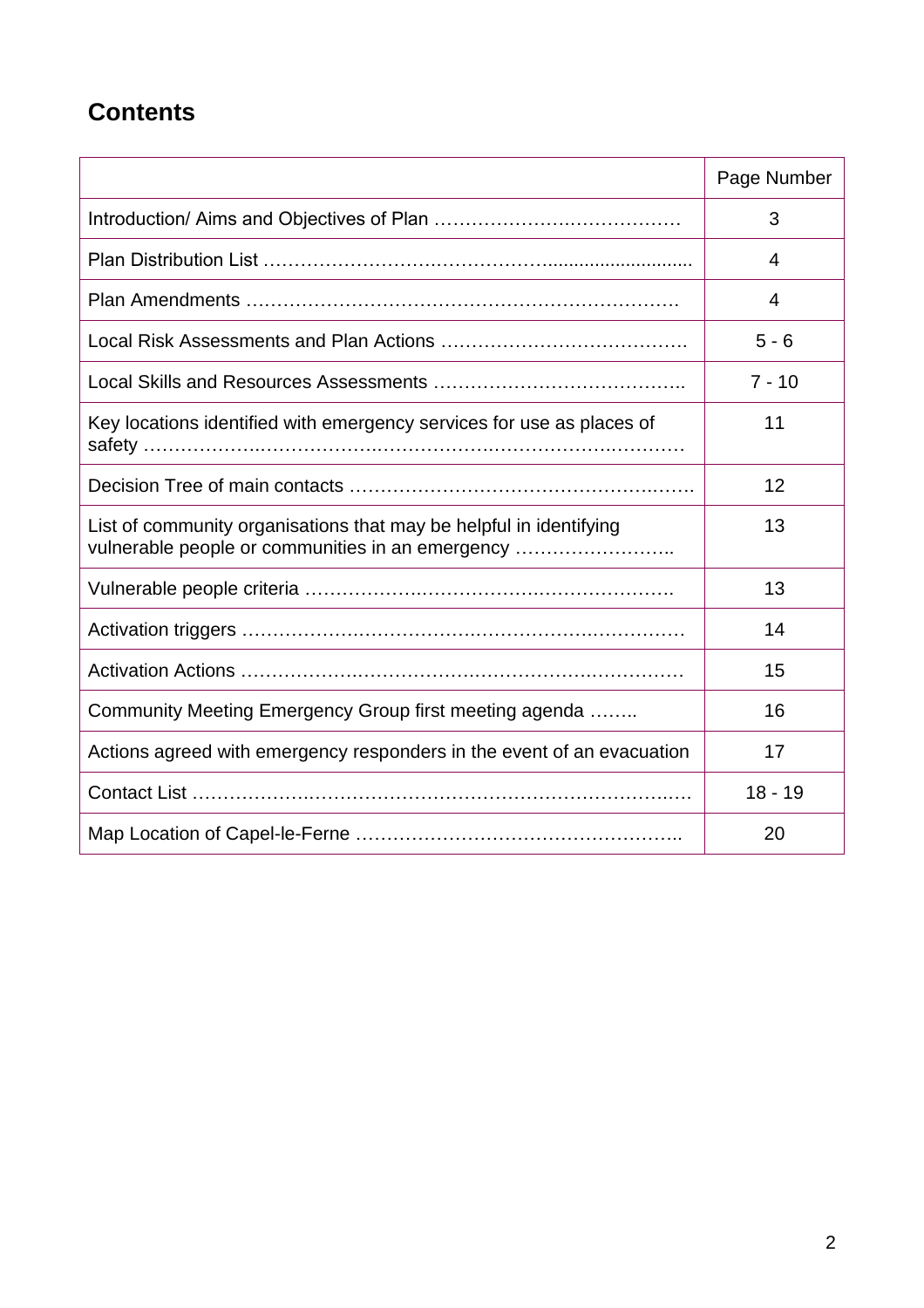## Contents

| | Page Number |
|---|---|
| Introduction/ Aims and Objectives of Plan ………………….……………… | 3 |
| Plan Distribution List ……………………….……………............................ | 4 |
| Plan Amendments ……………………………………………………………. | 4 |
| Local Risk Assessments and Plan Actions …………………………………. | 5 - 6 |
| Local Skills and Resources Assessments ………………………………….. | 7 - 10 |
| Key locations identified with emergency services for use as places of safety ………………..……………….…………….…………………..………… | 11 |
| Decision Tree of main contacts ……………………………………….……. | 12 |
| List of community organisations that may be helpful in identifying vulnerable people or communities in an emergency …………………….. | 13 |
| Vulnerable people criteria ……………….…………………….…….………. | 13 |
| Activation triggers ……………….…………………….……………………… | 14 |
| Activation Actions ……………….…………………….……………………… | 15 |
| Community Meeting Emergency Group first meeting agenda …….. | 16 |
| Actions agreed with emergency responders in the event of an evacuation | 17 |
| Contact List ……………….……………………………………………….…. | 18 - 19 |
| Map Location of Capel-le-Ferne …………………………………………….. | 20 |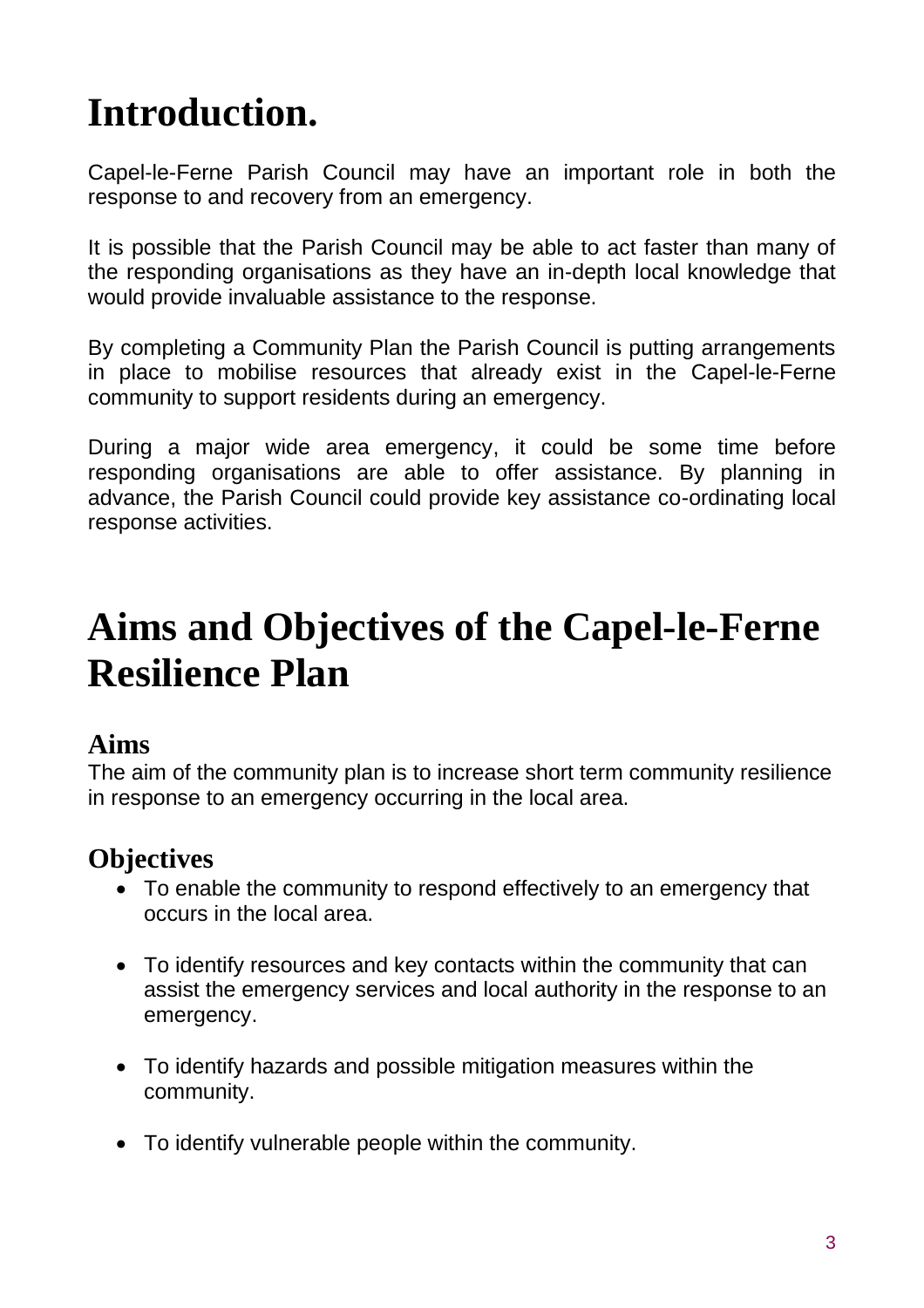# Introduction.

Capel-le-Ferne Parish Council may have an important role in both the response to and recovery from an emergency.

It is possible that the Parish Council may be able to act faster than many of the responding organisations as they have an in-depth local knowledge that would provide invaluable assistance to the response.

By completing a Community Plan the Parish Council is putting arrangements in place to mobilise resources that already exist in the Capel-le-Ferne community to support residents during an emergency.

During a major wide area emergency, it could be some time before responding organisations are able to offer assistance. By planning in advance, the Parish Council could provide key assistance co-ordinating local response activities.

# Aims and Objectives of the Capel-le-Ferne Resilience Plan

## Aims

The aim of the community plan is to increase short term community resilience in response to an emergency occurring in the local area.

## Objectives

- To enable the community to respond effectively to an emergency that occurs in the local area.
- To identify resources and key contacts within the community that can assist the emergency services and local authority in the response to an emergency.
- To identify hazards and possible mitigation measures within the community.
- To identify vulnerable people within the community.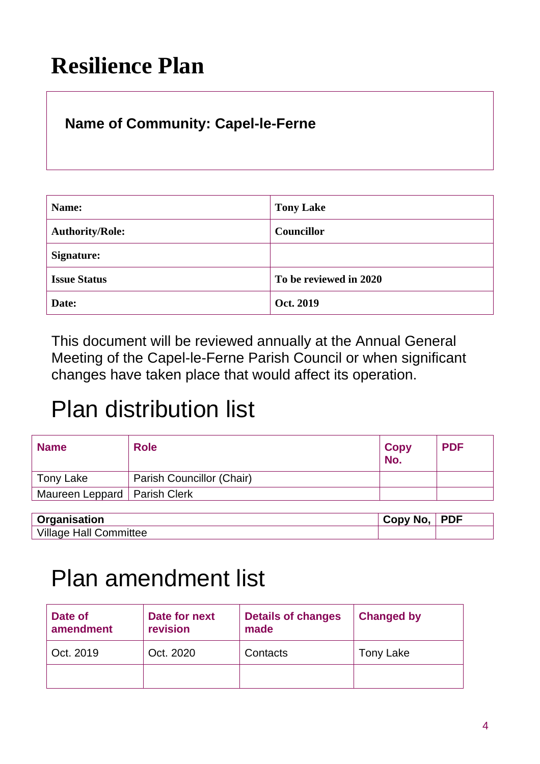# Resilience Plan

**Name of Community: Capel-le-Ferne**

| **Name:** | **Tony Lake** |
|---|---|
| **Authority/Role:** | **Councillor** |
| **Signature:** | |
| **Issue Status** | **To be reviewed in 2020** |
| **Date:** | **Oct. 2019** |

This document will be reviewed annually at the Annual General Meeting of the Capel-le-Ferne Parish Council or when significant changes have taken place that would affect its operation.

# Plan distribution list

| **Name** | **Role** | **Copy No.** | **PDF** |
|---|---|---|---|
| Tony Lake | Parish Councillor (Chair) | | |
| Maureen Leppard | Parish Clerk | | |

| **Organisation** | **Copy No,** | **PDF** |
|---|---|---|
| Village Hall Committee | | |

# Plan amendment list

| **Date of amendment** | **Date for next revision** | **Details of changes made** | **Changed by** |
|---|---|---|---|
| Oct. 2019 | Oct. 2020 | Contacts | Tony Lake |
| | | | |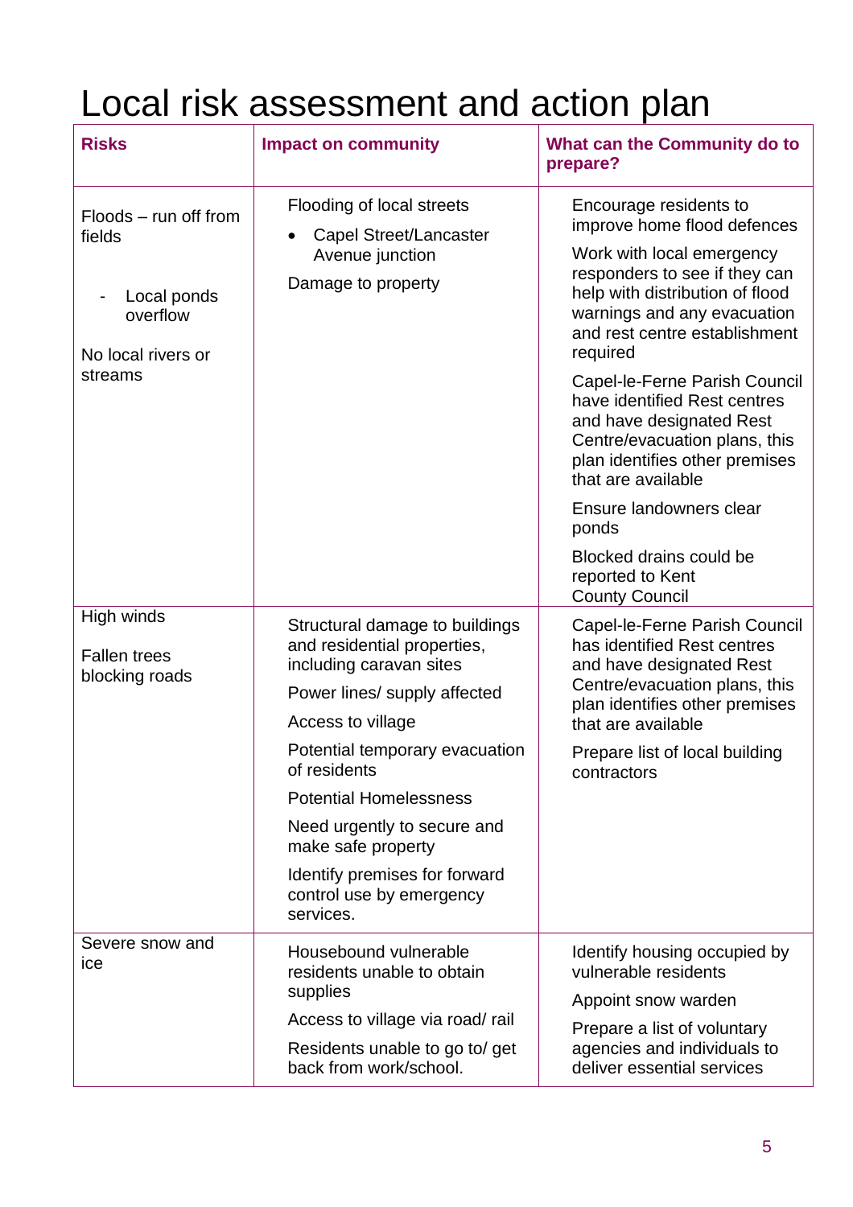# Local risk assessment and action plan

| Risks | Impact on community | What can the Community do to prepare? |
|---|---|---|
| Floods – run off from fields<br><br>- Local ponds overflow<br><br>No local rivers or streams | Flooding of local streets<br>• Capel Street/Lancaster Avenue junction<br><br>Damage to property | Encourage residents to improve home flood defences<br><br>Work with local emergency responders to see if they can help with distribution of flood warnings and any evacuation and rest centre establishment required<br><br>Capel-le-Ferne Parish Council have identified Rest centres and have designated Rest Centre/evacuation plans, this plan identifies other premises that are available<br><br>Ensure landowners clear ponds<br><br>Blocked drains could be reported to Kent County Council |
| High winds<br><br>Fallen trees blocking roads | Structural damage to buildings and residential properties, including caravan sites<br><br>Power lines/ supply affected<br><br>Access to village<br><br>Potential temporary evacuation of residents<br><br>Potential Homelessness<br><br>Need urgently to secure and make safe property<br><br>Identify premises for forward control use by emergency services. | Capel-le-Ferne Parish Council has identified Rest centres and have designated Rest Centre/evacuation plans, this plan identifies other premises that are available<br><br>Prepare list of local building contractors |
| Severe snow and ice | Housebound vulnerable residents unable to obtain supplies<br><br>Access to village via road/ rail<br><br>Residents unable to go to/ get back from work/school. | Identify housing occupied by vulnerable residents<br><br>Appoint snow warden<br><br>Prepare a list of voluntary agencies and individuals to deliver essential services |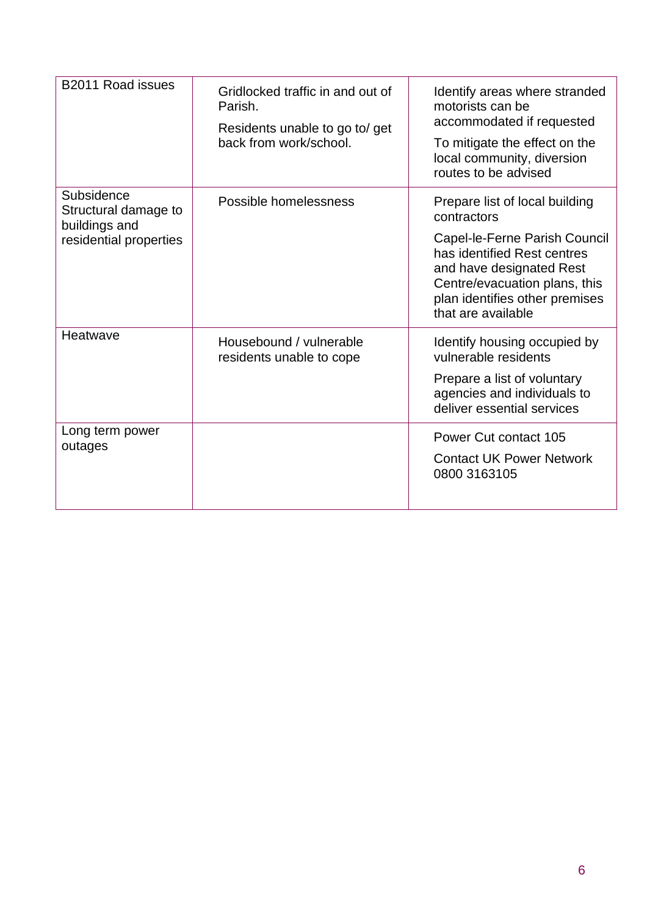| | | |
|---|---|---|
| B2011 Road issues | Gridlocked traffic in and out of Parish.<br>Residents unable to go to/ get back from work/school. | Identify areas where stranded motorists can be accommodated if requested<br>To mitigate the effect on the local community, diversion routes to be advised |
| Subsidence Structural damage to buildings and residential properties | Possible homelessness | Prepare list of local building contractors<br>Capel-le-Ferne Parish Council has identified Rest centres and have designated Rest Centre/evacuation plans, this plan identifies other premises that are available |
| Heatwave | Housebound / vulnerable residents unable to cope | Identify housing occupied by vulnerable residents<br>Prepare a list of voluntary agencies and individuals to deliver essential services |
| Long term power outages | | Power Cut contact 105<br>Contact UK Power Network 0800 3163105 |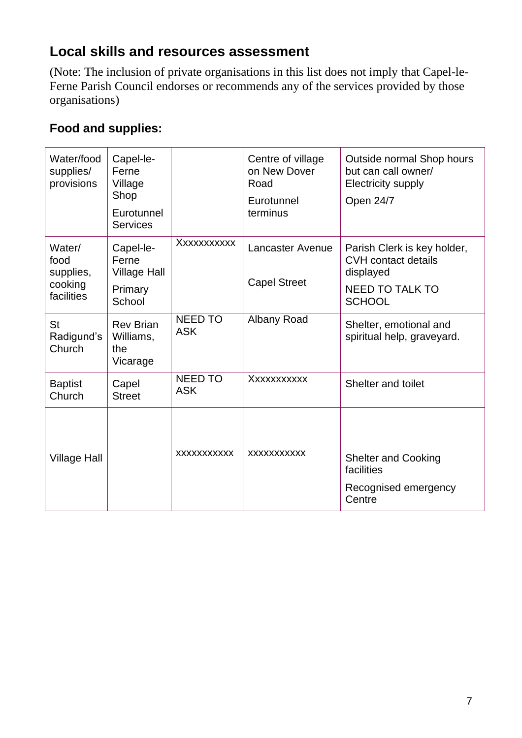## Local skills and resources assessment

(Note: The inclusion of private organisations in this list does not imply that Capel-le-Ferne Parish Council endorses or recommends any of the services provided by those organisations)

### Food and supplies:

| | | | | |
|---|---|---|---|---|
| Water/food supplies/ provisions | Capel-le-Ferne Village Shop<br>Eurotunnel Services | | Centre of village on New Dover Road<br>Eurotunnel terminus | Outside normal Shop hours but can call owner/ Electricity supply<br>Open 24/7 |
| Water/ food supplies, cooking facilities | Capel-le-Ferne Village Hall<br>Primary School | Xxxxxxxxxxx | Lancaster Avenue<br>Capel Street | Parish Clerk is key holder, CVH contact details displayed<br>NEED TO TALK TO SCHOOL |
| St Radigund's Church | Rev Brian Williams, the Vicarage | NEED TO ASK | Albany Road | Shelter, emotional and spiritual help, graveyard. |
| Baptist Church | Capel Street | NEED TO ASK | Xxxxxxxxxxx | Shelter and toilet |
| | | | | |
| Village Hall | | xxxxxxxxxxx | xxxxxxxxxxx | Shelter and Cooking facilities<br>Recognised emergency Centre |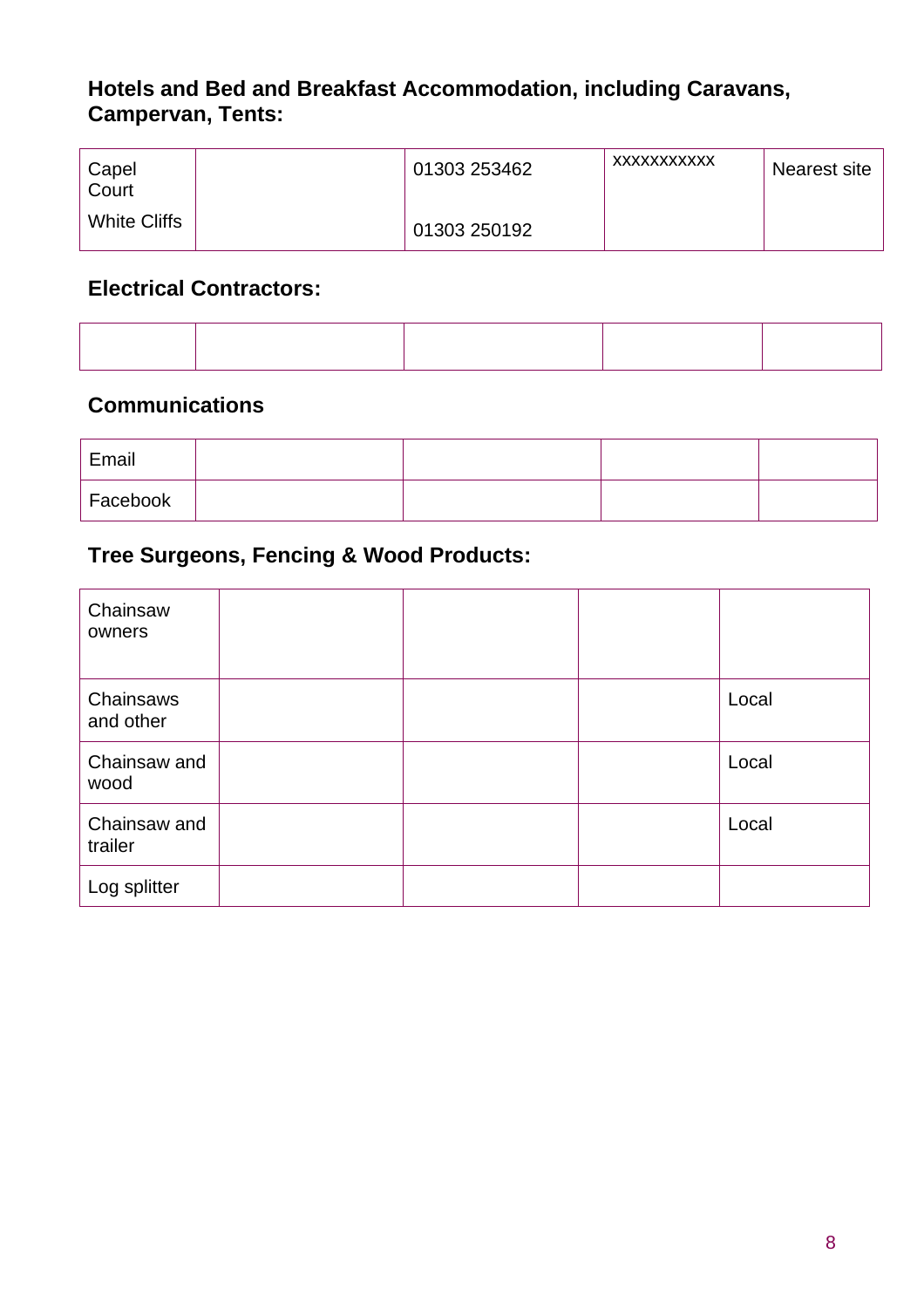**Hotels and Bed and Breakfast Accommodation, including Caravans, Campervan, Tents:**

| | | | | |
|---|---|---|---|---|
| Capel Court<br>White Cliffs | | 01303 253462<br>01303 250192 | xxxxxxxxxxx | Nearest site |

**Electrical Contractors:**

| | | | | |
|---|---|---|---|---|
| | | | | |

**Communications**

| | | | | |
|---|---|---|---|---|
| Email | | | | |
| Facebook | | | | |

**Tree Surgeons, Fencing & Wood Products:**

| | | | | |
|---|---|---|---|---|
| Chainsaw owners | | | | |
| Chainsaws and other | | | | Local |
| Chainsaw and wood | | | | Local |
| Chainsaw and trailer | | | | Local |
| Log splitter | | | | |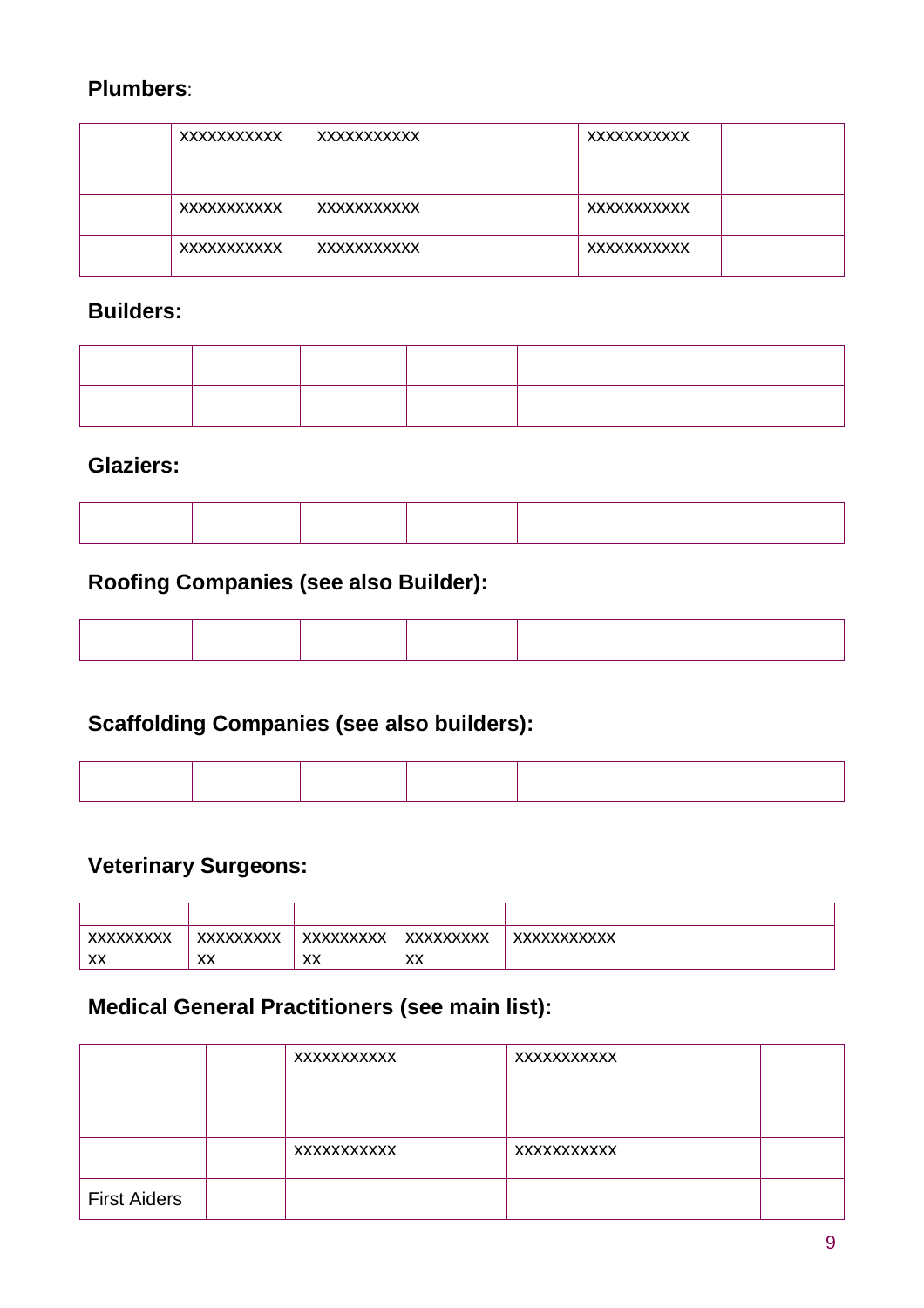**Plumbers**:

| | | | | |
|---|---|---|---|---|
| | XXXXXXXXXXX | XXXXXXXXXXX | XXXXXXXXXXX | |
| | XXXXXXXXXXX | XXXXXXXXXXX | XXXXXXXXXXX | |
| | XXXXXXXXXXX | XXXXXXXXXXX | XXXXXXXXXXX | |

**Builders:**

| | | | | |
|---|---|---|---|---|
| | | | | |
| | | | | |

**Glaziers:**

| | | | | |
|---|---|---|---|---|
| | | | | |

**Roofing Companies (see also Builder):**

| | | | | |
|---|---|---|---|---|
| | | | | |

**Scaffolding Companies (see also builders):**

| | | | | |
|---|---|---|---|---|
| | | | | |

**Veterinary Surgeons:**

| | | | | |
|---|---|---|---|---|
| | | | | |
| XXXXXXXXX XX | XXXXXXXXX XX | XXXXXXXXX XX | XXXXXXXXX XX | XXXXXXXXXXX |

**Medical General Practitioners (see main list):**

| | | | | |
|---|---|---|---|---|
| | | XXXXXXXXXXX | XXXXXXXXXXX | |
| | | XXXXXXXXXXX | XXXXXXXXXXX | |
| First Aiders | | | | |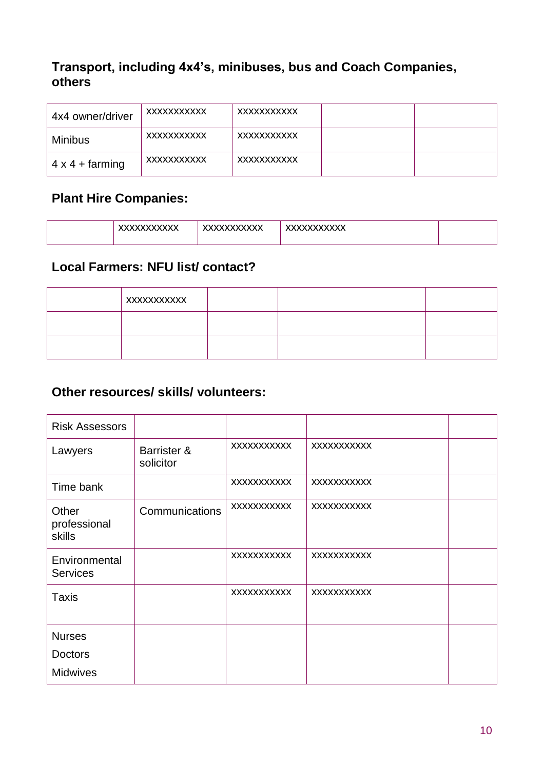### Transport, including 4x4's, minibuses, bus and Coach Companies, others

| | | | | |
|---|---|---|---|---|
| 4x4 owner/driver | xxxxxxxxxxx | xxxxxxxxxxx | | |
| Minibus | xxxxxxxxxxx | xxxxxxxxxxx | | |
| 4 x 4 + farming | xxxxxxxxxxx | xxxxxxxxxxx | | |

### Plant Hire Companies:

| | | | | |
|---|---|---|---|---|
| | xxxxxxxxxxx | xxxxxxxxxxx | xxxxxxxxxxx | |

### Local Farmers: NFU list/ contact?

| | | | | |
|---|---|---|---|---|
| | xxxxxxxxxxx | | | |
| | | | | |
| | | | | |

### Other resources/ skills/ volunteers:

| | | | | |
|---|---|---|---|---|
| Risk Assessors | | | | |
| Lawyers | Barrister & solicitor | xxxxxxxxxxx | xxxxxxxxxxx | |
| Time bank | | xxxxxxxxxxx | xxxxxxxxxxx | |
| Other professional skills | Communications | xxxxxxxxxxx | xxxxxxxxxxx | |
| Environmental Services | | xxxxxxxxxxx | xxxxxxxxxxx | |
| Taxis | | xxxxxxxxxxx | xxxxxxxxxxx | |
| Nurses<br>Doctors<br>Midwives | | | | |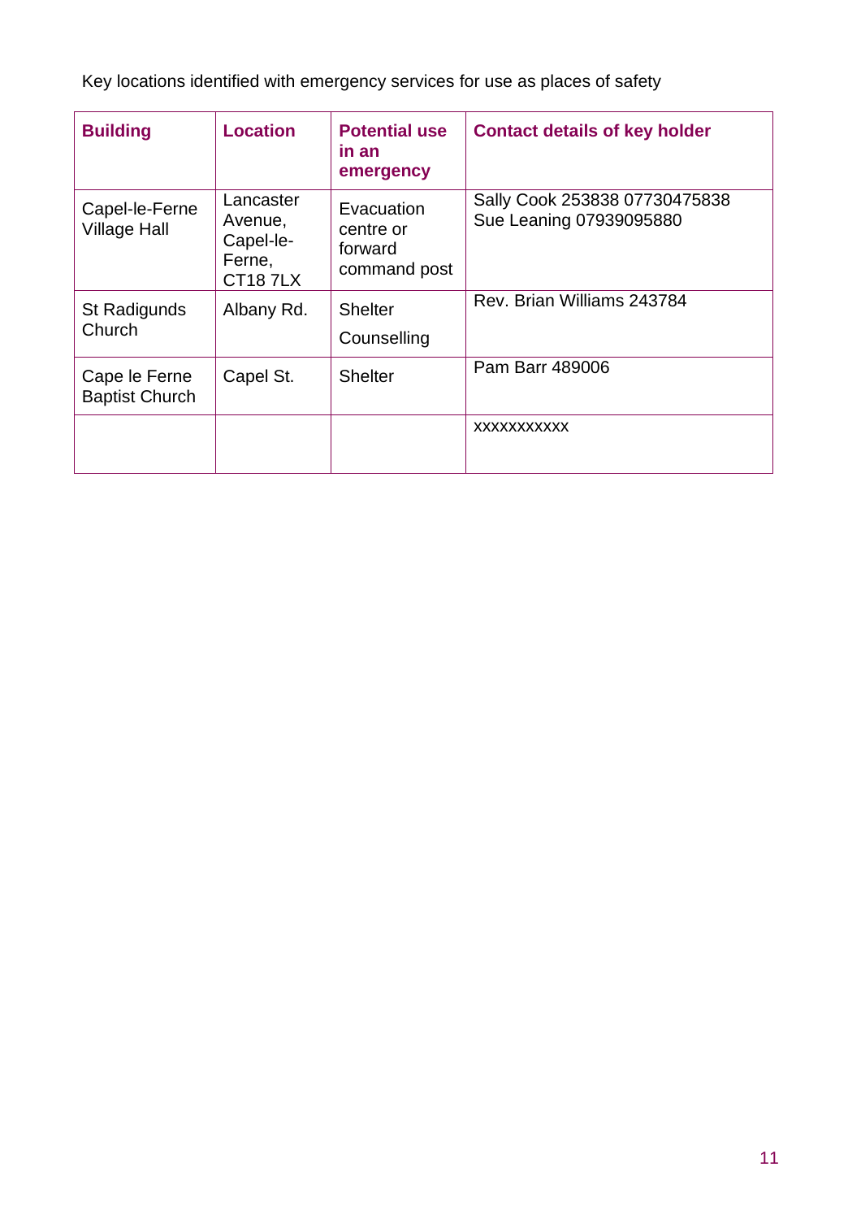Key locations identified with emergency services for use as places of safety

| Building | Location | Potential use in an emergency | Contact details of key holder |
|---|---|---|---|
| Capel-le-Ferne Village Hall | Lancaster Avenue, Capel-le-Ferne, CT18 7LX | Evacuation centre or forward command post | Sally Cook 253838 07730475838<br>Sue Leaning 07939095880 |
| St Radigunds Church | Albany Rd. | Shelter<br>Counselling | Rev. Brian Williams 243784 |
| Cape le Ferne Baptist Church | Capel St. | Shelter | Pam Barr 489006 |
| | | | xxxxxxxxxxx |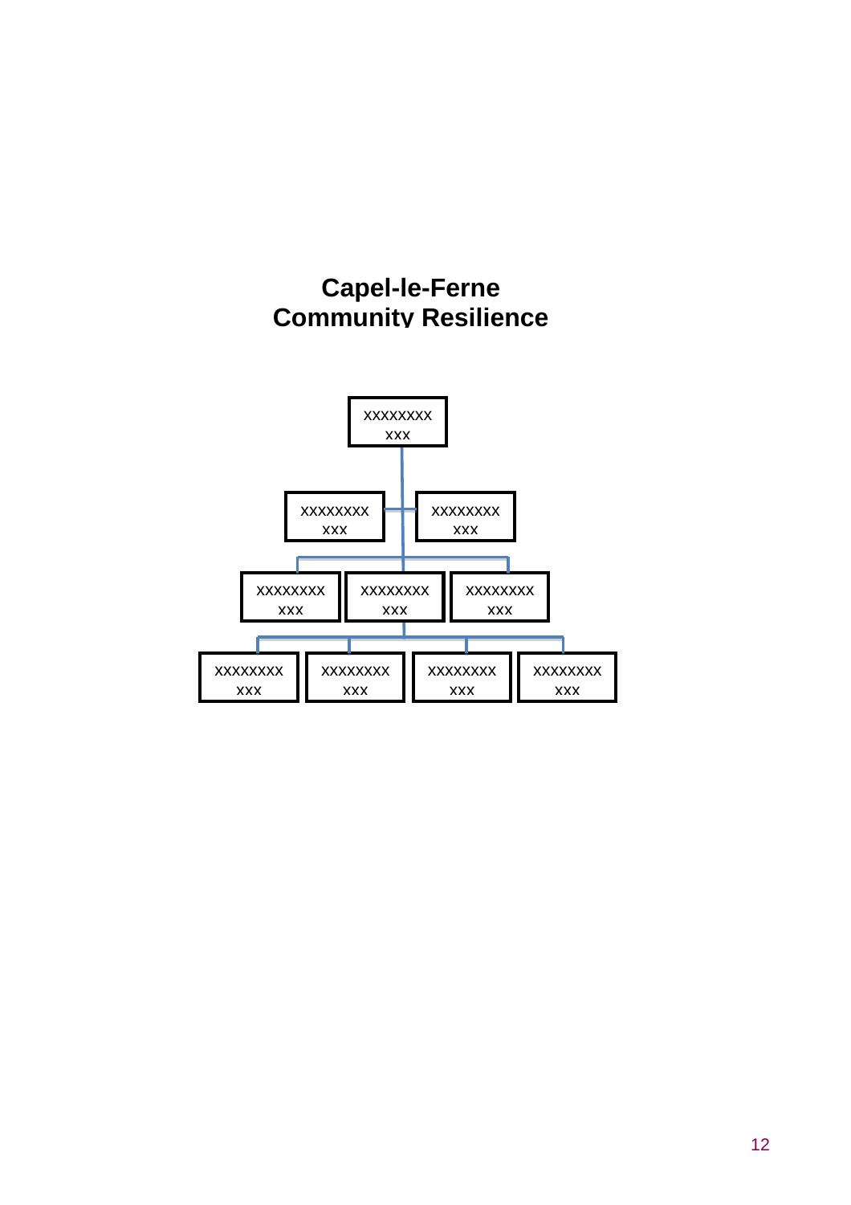# Capel-le-Ferne
# Community Resilience

XXXXXXXX
XXX

XXXXXXXX
XXX

XXXXXXXX
XXX

XXXXXXXX
XXX

XXXXXXXX
XXX

XXXXXXXX
XXX

XXXXXXXX
XXX

XXXXXXXX
XXX

XXXXXXXX
XXX

XXXXXXXX
XXX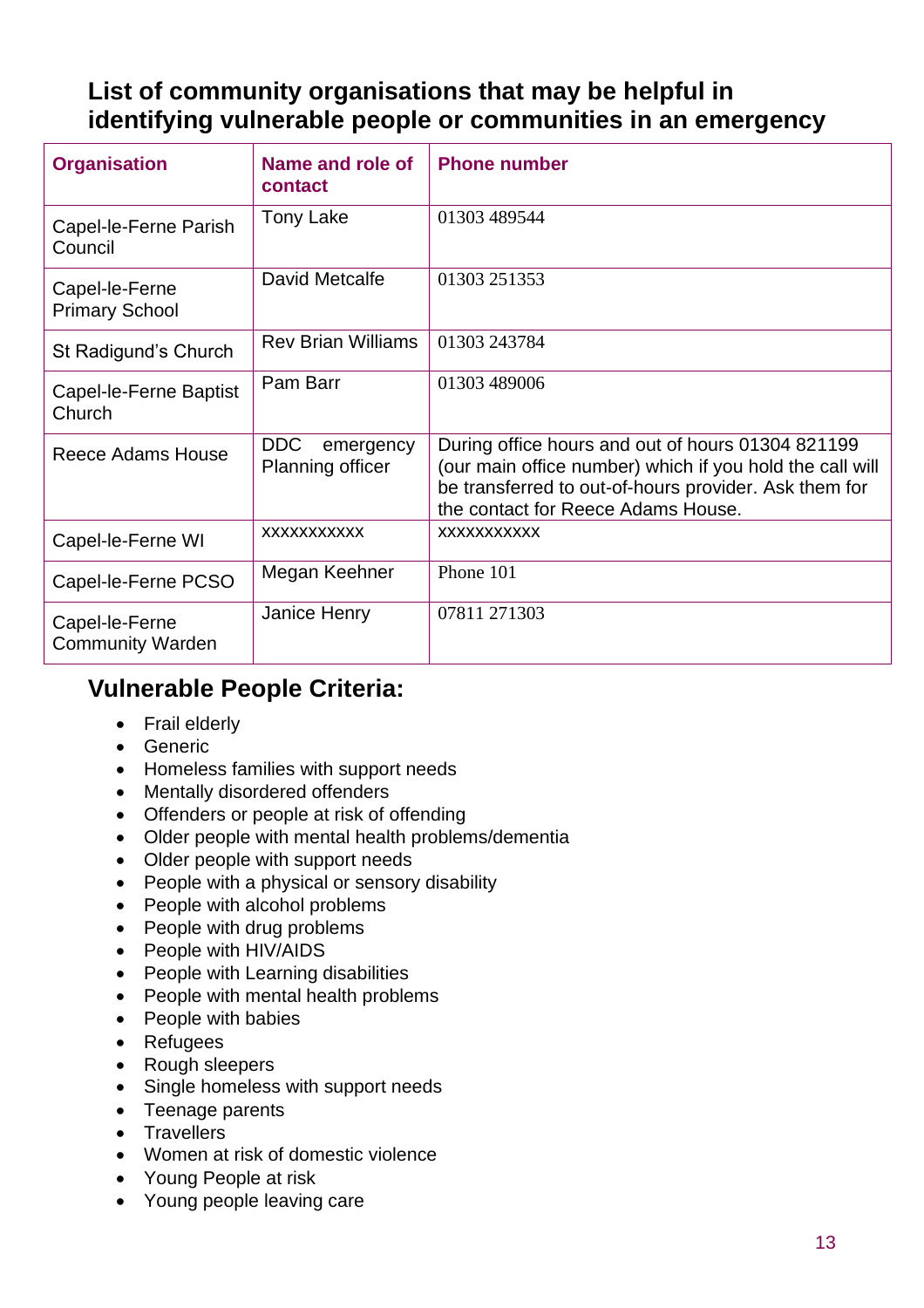## List of community organisations that may be helpful in identifying vulnerable people or communities in an emergency

| Organisation | Name and role of contact | Phone number |
|---|---|---|
| Capel-le-Ferne Parish Council | Tony Lake | 01303 489544 |
| Capel-le-Ferne Primary School | David Metcalfe | 01303 251353 |
| St Radigund's Church | Rev Brian Williams | 01303 243784 |
| Capel-le-Ferne Baptist Church | Pam Barr | 01303 489006 |
| Reece Adams House | DDC emergency Planning officer | During office hours and out of hours 01304 821199 (our main office number) which if you hold the call will be transferred to out-of-hours provider. Ask them for the contact for Reece Adams House. |
| Capel-le-Ferne WI | xxxxxxxxxxx | xxxxxxxxxxx |
| Capel-le-Ferne PCSO | Megan Keehner | Phone 101 |
| Capel-le-Ferne Community Warden | Janice Henry | 07811 271303 |

## Vulnerable People Criteria:

- Frail elderly
- Generic
- Homeless families with support needs
- Mentally disordered offenders
- Offenders or people at risk of offending
- Older people with mental health problems/dementia
- Older people with support needs
- People with a physical or sensory disability
- People with alcohol problems
- People with drug problems
- People with HIV/AIDS
- People with Learning disabilities
- People with mental health problems
- People with babies
- Refugees
- Rough sleepers
- Single homeless with support needs
- Teenage parents
- Travellers
- Women at risk of domestic violence
- Young People at risk
- Young people leaving care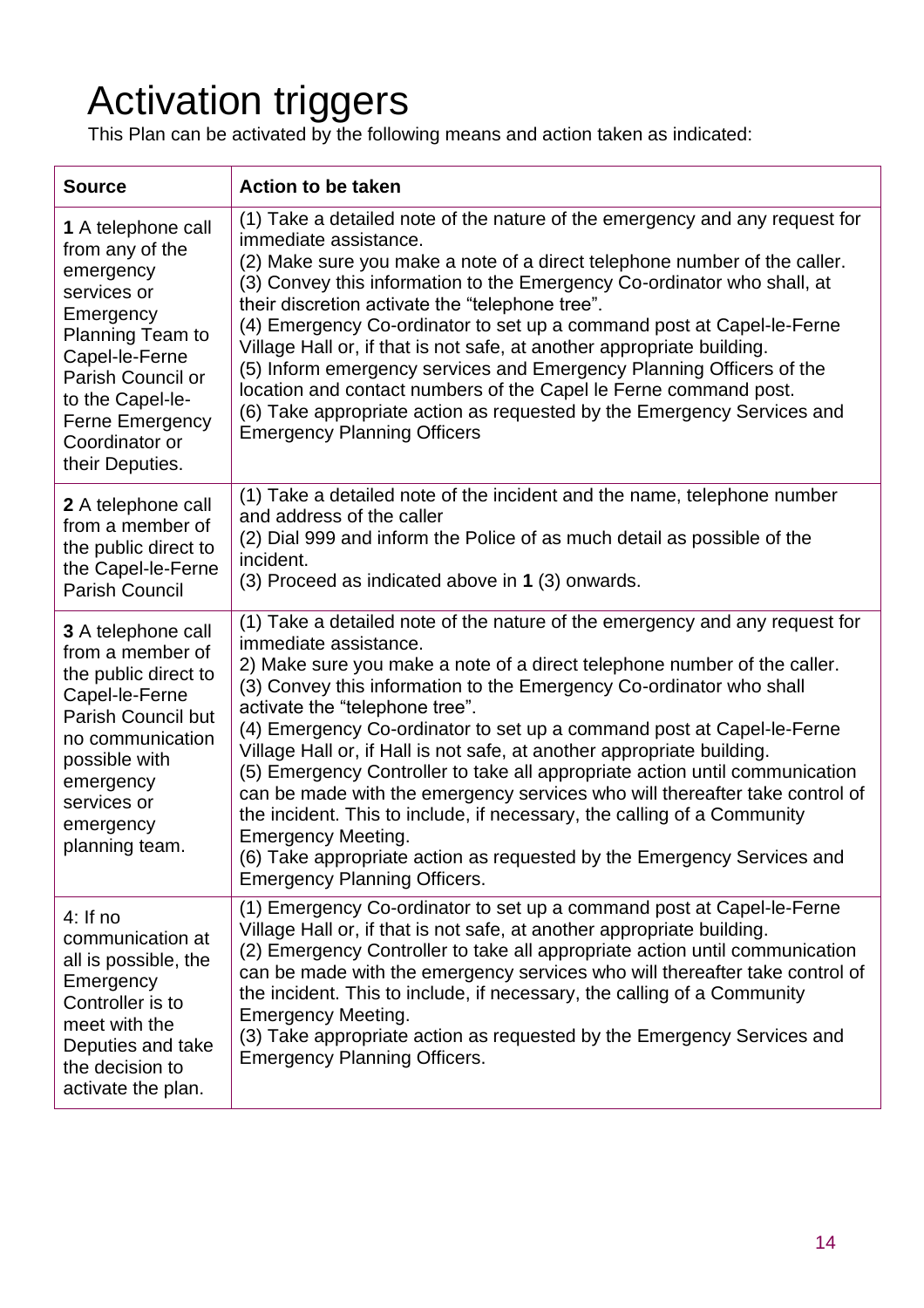# Activation triggers

This Plan can be activated by the following means and action taken as indicated:

| Source | Action to be taken |
|---|---|
| **1** A telephone call from any of the emergency services or Emergency Planning Team to Capel-le-Ferne Parish Council or to the Capel-le-Ferne Emergency Coordinator or their Deputies. | (1) Take a detailed note of the nature of the emergency and any request for immediate assistance.<br>(2) Make sure you make a note of a direct telephone number of the caller.<br>(3) Convey this information to the Emergency Co-ordinator who shall, at their discretion activate the "telephone tree".<br>(4) Emergency Co-ordinator to set up a command post at Capel-le-Ferne Village Hall or, if that is not safe, at another appropriate building.<br>(5) Inform emergency services and Emergency Planning Officers of the location and contact numbers of the Capel le Ferne command post.<br>(6) Take appropriate action as requested by the Emergency Services and Emergency Planning Officers |
| **2** A telephone call from a member of the public direct to the Capel-le-Ferne Parish Council | (1) Take a detailed note of the incident and the name, telephone number and address of the caller<br>(2) Dial 999 and inform the Police of as much detail as possible of the incident.<br>(3) Proceed as indicated above in **1** (3) onwards. |
| **3** A telephone call from a member of the public direct to Capel-le-Ferne Parish Council but no communication possible with emergency services or emergency planning team. | (1) Take a detailed note of the nature of the emergency and any request for immediate assistance.<br>2) Make sure you make a note of a direct telephone number of the caller.<br>(3) Convey this information to the Emergency Co-ordinator who shall activate the "telephone tree".<br>(4) Emergency Co-ordinator to set up a command post at Capel-le-Ferne Village Hall or, if Hall is not safe, at another appropriate building.<br>(5) Emergency Controller to take all appropriate action until communication can be made with the emergency services who will thereafter take control of the incident. This to include, if necessary, the calling of a Community Emergency Meeting.<br>(6) Take appropriate action as requested by the Emergency Services and Emergency Planning Officers. |
| 4: If no communication at all is possible, the Emergency Controller is to meet with the Deputies and take the decision to activate the plan. | (1) Emergency Co-ordinator to set up a command post at Capel-le-Ferne Village Hall or, if that is not safe, at another appropriate building.<br>(2) Emergency Controller to take all appropriate action until communication can be made with the emergency services who will thereafter take control of the incident. This to include, if necessary, the calling of a Community Emergency Meeting.<br>(3) Take appropriate action as requested by the Emergency Services and Emergency Planning Officers. |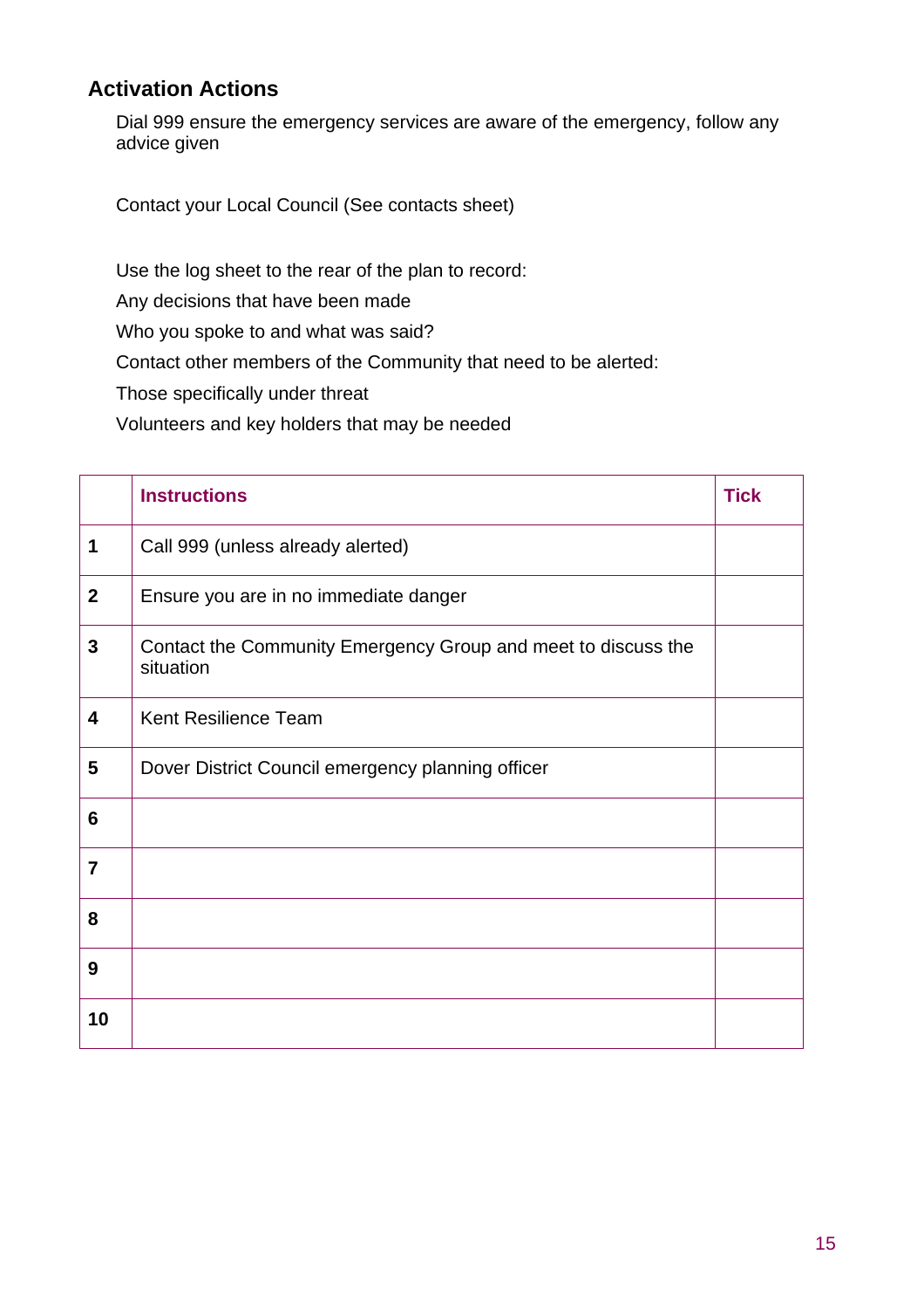## Activation Actions

Dial 999 ensure the emergency services are aware of the emergency, follow any advice given

Contact your Local Council (See contacts sheet)

Use the log sheet to the rear of the plan to record:

Any decisions that have been made

Who you spoke to and what was said?

Contact other members of the Community that need to be alerted:

Those specifically under threat

Volunteers and key holders that may be needed

| | **Instructions** | **Tick** |
|---|---|---|
| **1** | Call 999 (unless already alerted) | |
| **2** | Ensure you are in no immediate danger | |
| **3** | Contact the Community Emergency Group and meet to discuss the situation | |
| **4** | Kent Resilience Team | |
| **5** | Dover District Council emergency planning officer | |
| **6** | | |
| **7** | | |
| **8** | | |
| **9** | | |
| **10** | | |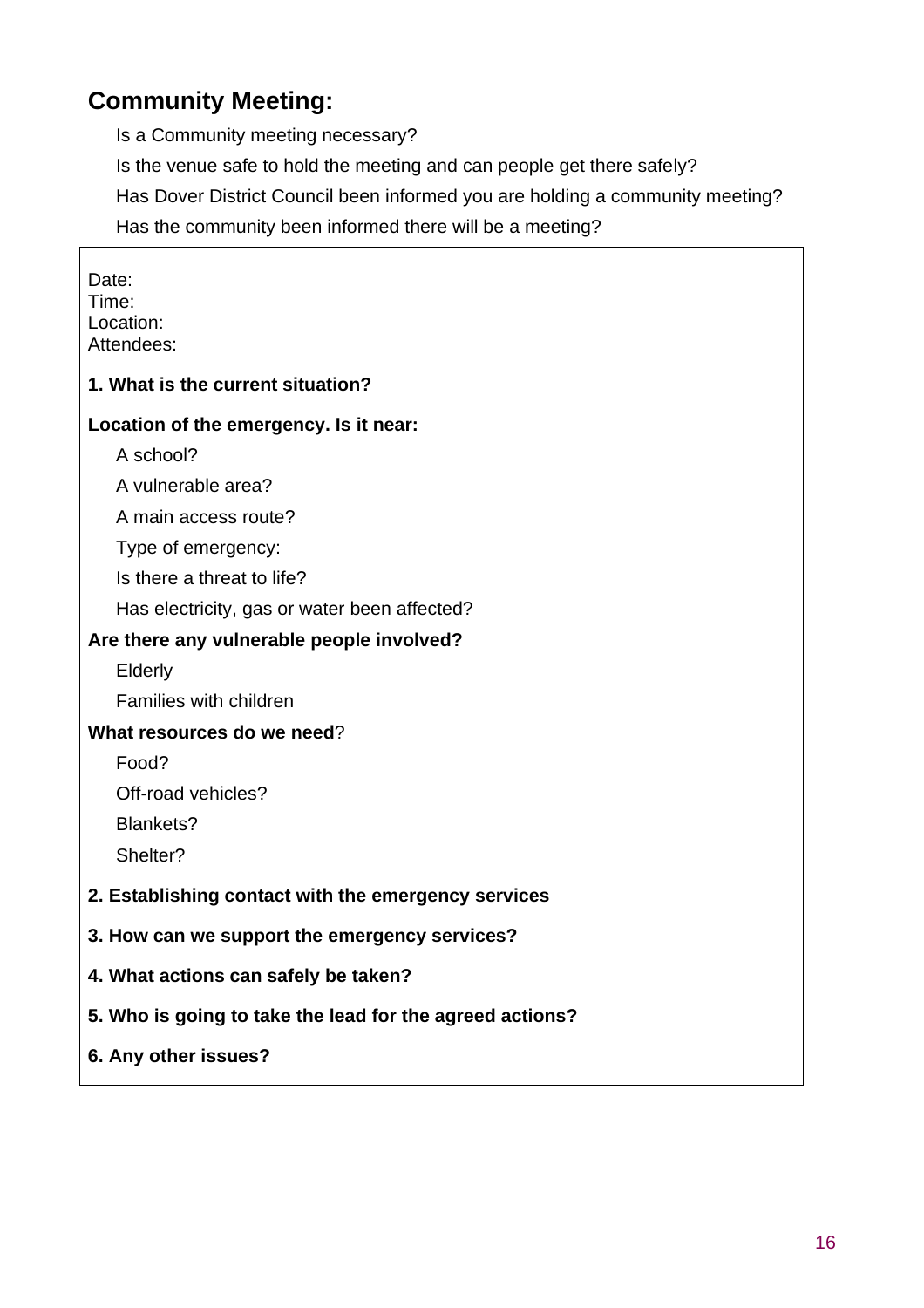## Community Meeting:

Is a Community meeting necessary?

Is the venue safe to hold the meeting and can people get there safely?

Has Dover District Council been informed you are holding a community meeting?

Has the community been informed there will be a meeting?

Date:
Time:
Location:
Attendees:

**1. What is the current situation?**

**Location of the emergency. Is it near:**

A school?

A vulnerable area?

A main access route?

Type of emergency:

Is there a threat to life?

Has electricity, gas or water been affected?

**Are there any vulnerable people involved?**

Elderly

Families with children

**What resources do we need**?

Food?

Off-road vehicles?

Blankets?

Shelter?

**2. Establishing contact with the emergency services**

**3. How can we support the emergency services?**

**4. What actions can safely be taken?**

**5. Who is going to take the lead for the agreed actions?**

**6. Any other issues?**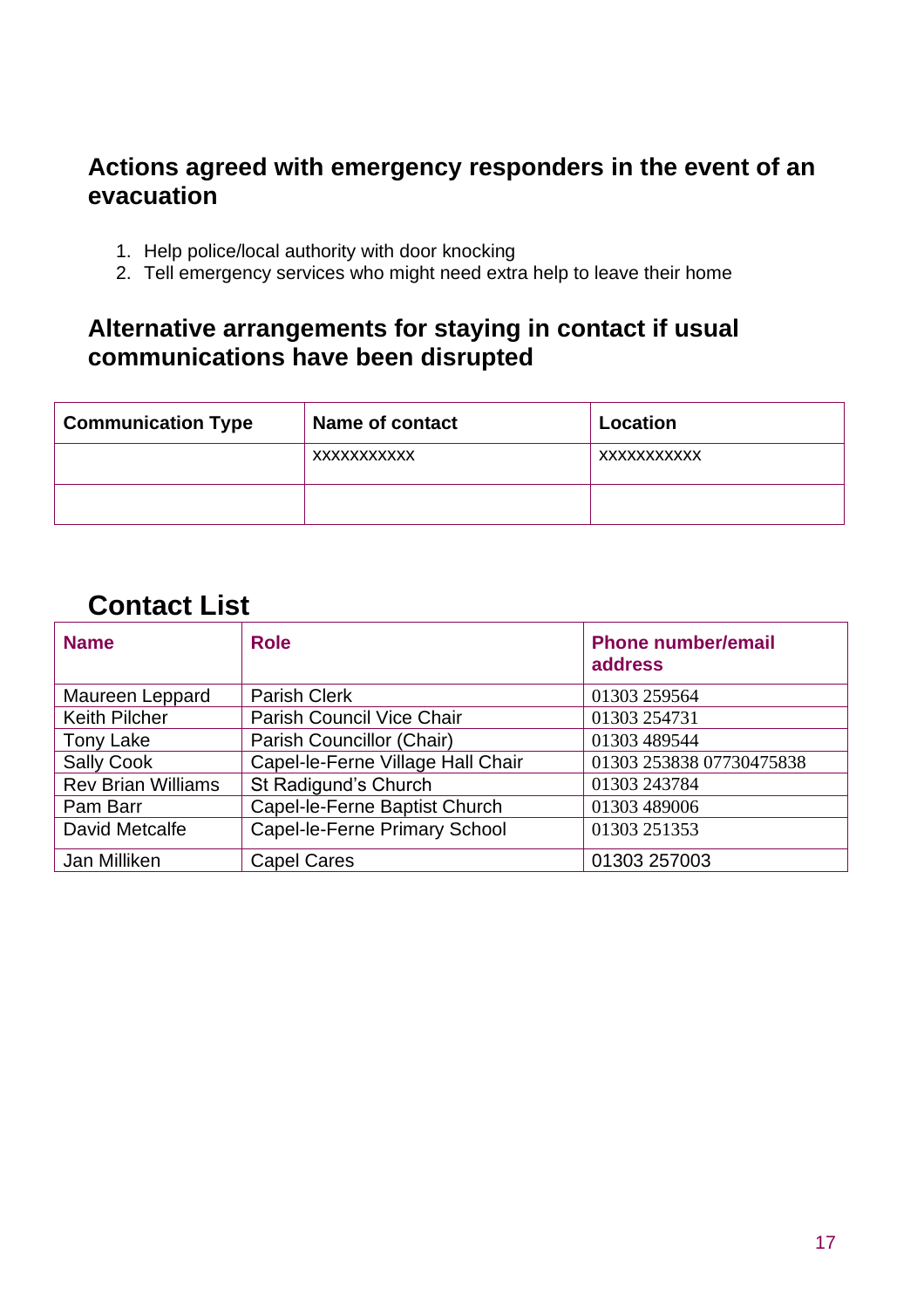## Actions agreed with emergency responders in the event of an evacuation

1. Help police/local authority with door knocking
2. Tell emergency services who might need extra help to leave their home

## Alternative arrangements for staying in contact if usual communications have been disrupted

| Communication Type | Name of contact | Location |
|---|---|---|
| | xxxxxxxxxxx | xxxxxxxxxxx |
| | | |

# Contact List

| Name | Role | Phone number/email address |
|---|---|---|
| Maureen Leppard | Parish Clerk | 01303 259564 |
| Keith Pilcher | Parish Council Vice Chair | 01303 254731 |
| Tony Lake | Parish Councillor (Chair) | 01303 489544 |
| Sally Cook | Capel-le-Ferne Village Hall Chair | 01303 253838 07730475838 |
| Rev Brian Williams | St Radigund's Church | 01303 243784 |
| Pam Barr | Capel-le-Ferne Baptist Church | 01303 489006 |
| David Metcalfe | Capel-le-Ferne Primary School | 01303 251353 |
| Jan Milliken | Capel Cares | 01303 257003 |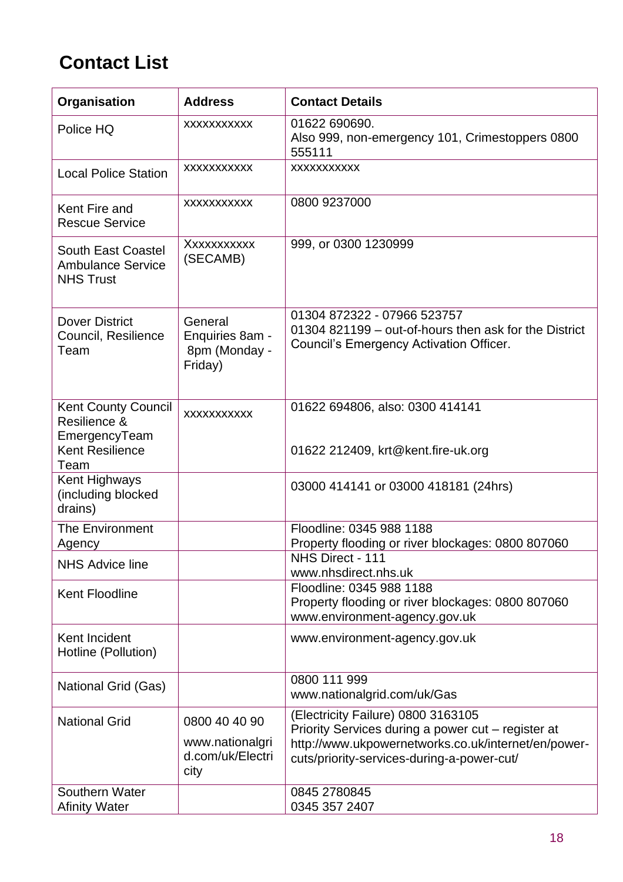# Contact List

| Organisation | Address | Contact Details |
| --- | --- | --- |
| Police HQ | xxxxxxxxxxx | 01622 690690.<br>Also 999, non-emergency 101, Crimestoppers 0800 555111 |
| Local Police Station | xxxxxxxxxxx | xxxxxxxxxxx |
| Kent Fire and Rescue Service | xxxxxxxxxxx | 0800 9237000 |
| South East Coastel Ambulance Service NHS Trust | Xxxxxxxxxxx (SECAMB) | 999, or 0300 1230999 |
| Dover District Council, Resilience Team | General Enquiries 8am - 8pm (Monday - Friday) | 01304 872322 - 07966 523757<br>01304 821199 – out-of-hours then ask for the District Council's Emergency Activation Officer. |
| Kent County Council Resilience & EmergencyTeam<br>Kent Resilience Team | xxxxxxxxxxx | 01622 694806, also: 0300 414141<br><br>01622 212409, krt@kent.fire-uk.org |
| Kent Highways (including blocked drains) | | 03000 414141 or 03000 418181 (24hrs) |
| The Environment Agency | | Floodline: 0345 988 1188<br>Property flooding or river blockages: 0800 807060 |
| NHS Advice line | | NHS Direct - 111<br>www.nhsdirect.nhs.uk |
| Kent Floodline | | Floodline: 0345 988 1188<br>Property flooding or river blockages: 0800 807060<br>www.environment-agency.gov.uk |
| Kent Incident Hotline (Pollution) | | www.environment-agency.gov.uk |
| National Grid (Gas) | | 0800 111 999<br>www.nationalgrid.com/uk/Gas |
| National Grid | 0800 40 40 90<br>www.nationalgrid.com/uk/Electricity | (Electricity Failure) 0800 3163105<br>Priority Services during a power cut – register at http://www.ukpowernetworks.co.uk/internet/en/power-cuts/priority-services-during-a-power-cut/ |
| Southern Water<br>Afinity Water | | 0845 2780845<br>0345 357 2407 |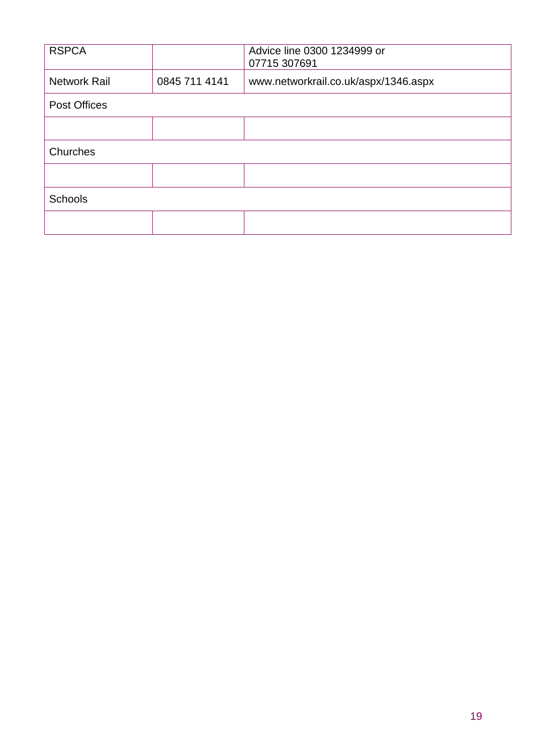| RSPCA | | Advice line 0300 1234999 or 07715 307691 |
| --- | --- | --- |
| Network Rail | 0845 711 4141 | www.networkrail.co.uk/aspx/1346.aspx |
| Post Offices | | |
| | | |
| Churches | | |
| | | |
| Schools | | |
| | | |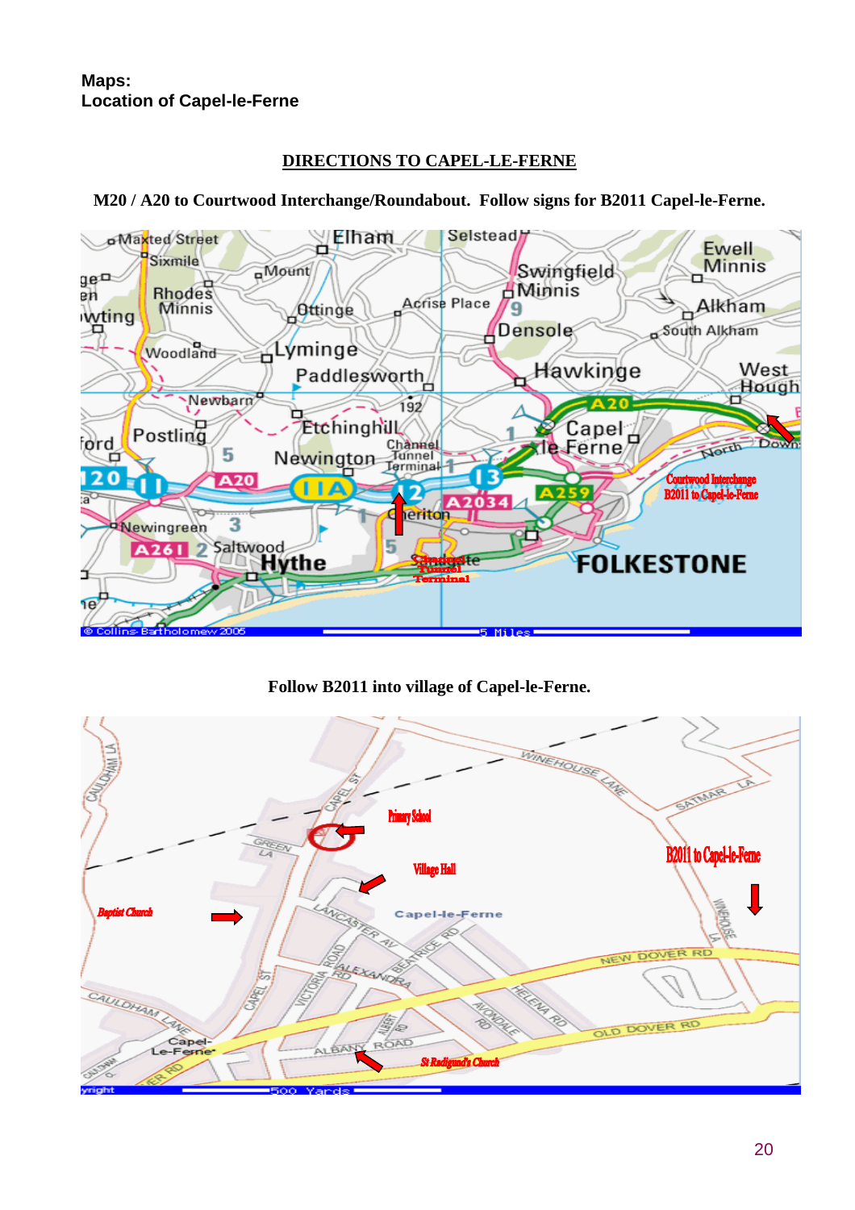**Maps:**
**Location of Capel-le-Ferne**

**DIRECTIONS TO CAPEL-LE-FERNE**

**M20 / A20 to Courtwood Interchange/Roundabout. Follow signs for B2011 Capel-le-Ferne.**

**Follow B2011 into village of Capel-le-Ferne.**